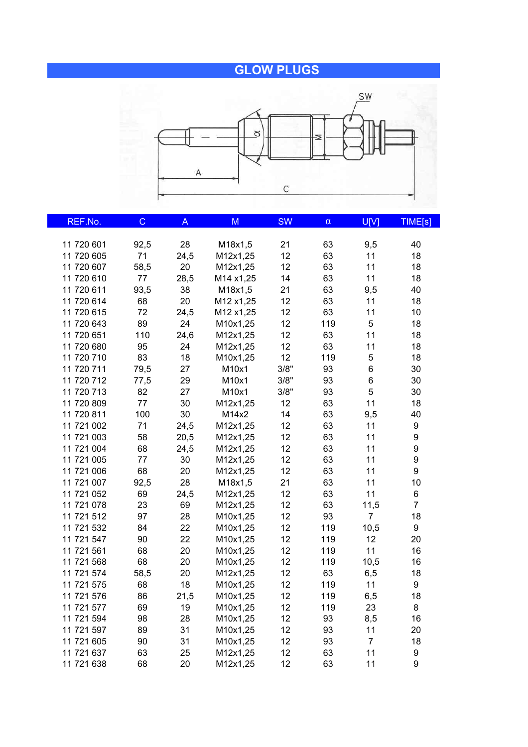# GLOW PLUGS

| REF.No. | C | A | M | SW | α | U[V] | TIME[s] |
|---|---|---|---|---|---|---|---|
| 11 720 601 | 92,5 | 28 | M18x1,5 | 21 | 63 | 9,5 | 40 |
| 11 720 605 | 71 | 24,5 | M12x1,25 | 12 | 63 | 11 | 18 |
| 11 720 607 | 58,5 | 20 | M12x1,25 | 12 | 63 | 11 | 18 |
| 11 720 610 | 77 | 28,5 | M14 x1,25 | 14 | 63 | 11 | 18 |
| 11 720 611 | 93,5 | 38 | M18x1,5 | 21 | 63 | 9,5 | 40 |
| 11 720 614 | 68 | 20 | M12 x1,25 | 12 | 63 | 11 | 18 |
| 11 720 615 | 72 | 24,5 | M12 x1,25 | 12 | 63 | 11 | 10 |
| 11 720 643 | 89 | 24 | M10x1,25 | 12 | 119 | 5 | 18 |
| 11 720 651 | 110 | 24,6 | M12x1,25 | 12 | 63 | 11 | 18 |
| 11 720 680 | 95 | 24 | M12x1,25 | 12 | 63 | 11 | 18 |
| 11 720 710 | 83 | 18 | M10x1,25 | 12 | 119 | 5 | 18 |
| 11 720 711 | 79,5 | 27 | M10x1 | 3/8" | 93 | 6 | 30 |
| 11 720 712 | 77,5 | 29 | M10x1 | 3/8" | 93 | 6 | 30 |
| 11 720 713 | 82 | 27 | M10x1 | 3/8" | 93 | 5 | 30 |
| 11 720 809 | 77 | 30 | M12x1,25 | 12 | 63 | 11 | 18 |
| 11 720 811 | 100 | 30 | M14x2 | 14 | 63 | 9,5 | 40 |
| 11 721 002 | 71 | 24,5 | M12x1,25 | 12 | 63 | 11 | 9 |
| 11 721 003 | 58 | 20,5 | M12x1,25 | 12 | 63 | 11 | 9 |
| 11 721 004 | 68 | 24,5 | M12x1,25 | 12 | 63 | 11 | 9 |
| 11 721 005 | 77 | 30 | M12x1,25 | 12 | 63 | 11 | 9 |
| 11 721 006 | 68 | 20 | M12x1,25 | 12 | 63 | 11 | 9 |
| 11 721 007 | 92,5 | 28 | M18x1,5 | 21 | 63 | 11 | 10 |
| 11 721 052 | 69 | 24,5 | M12x1,25 | 12 | 63 | 11 | 6 |
| 11 721 078 | 23 | 69 | M12x1,25 | 12 | 63 | 11,5 | 7 |
| 11 721 512 | 97 | 28 | M10x1,25 | 12 | 93 | 7 | 18 |
| 11 721 532 | 84 | 22 | M10x1,25 | 12 | 119 | 10,5 | 9 |
| 11 721 547 | 90 | 22 | M10x1,25 | 12 | 119 | 12 | 20 |
| 11 721 561 | 68 | 20 | M10x1,25 | 12 | 119 | 11 | 16 |
| 11 721 568 | 68 | 20 | M10x1,25 | 12 | 119 | 10,5 | 16 |
| 11 721 574 | 58,5 | 20 | M12x1,25 | 12 | 63 | 6,5 | 18 |
| 11 721 575 | 68 | 18 | M10x1,25 | 12 | 119 | 11 | 9 |
| 11 721 576 | 86 | 21,5 | M10x1,25 | 12 | 119 | 6,5 | 18 |
| 11 721 577 | 69 | 19 | M10x1,25 | 12 | 119 | 23 | 8 |
| 11 721 594 | 98 | 28 | M10x1,25 | 12 | 93 | 8,5 | 16 |
| 11 721 597 | 89 | 31 | M10x1,25 | 12 | 93 | 11 | 20 |
| 11 721 605 | 90 | 31 | M10x1,25 | 12 | 93 | 7 | 18 |
| 11 721 637 | 63 | 25 | M12x1,25 | 12 | 63 | 11 | 9 |
| 11 721 638 | 68 | 20 | M12x1,25 | 12 | 63 | 11 | 9 |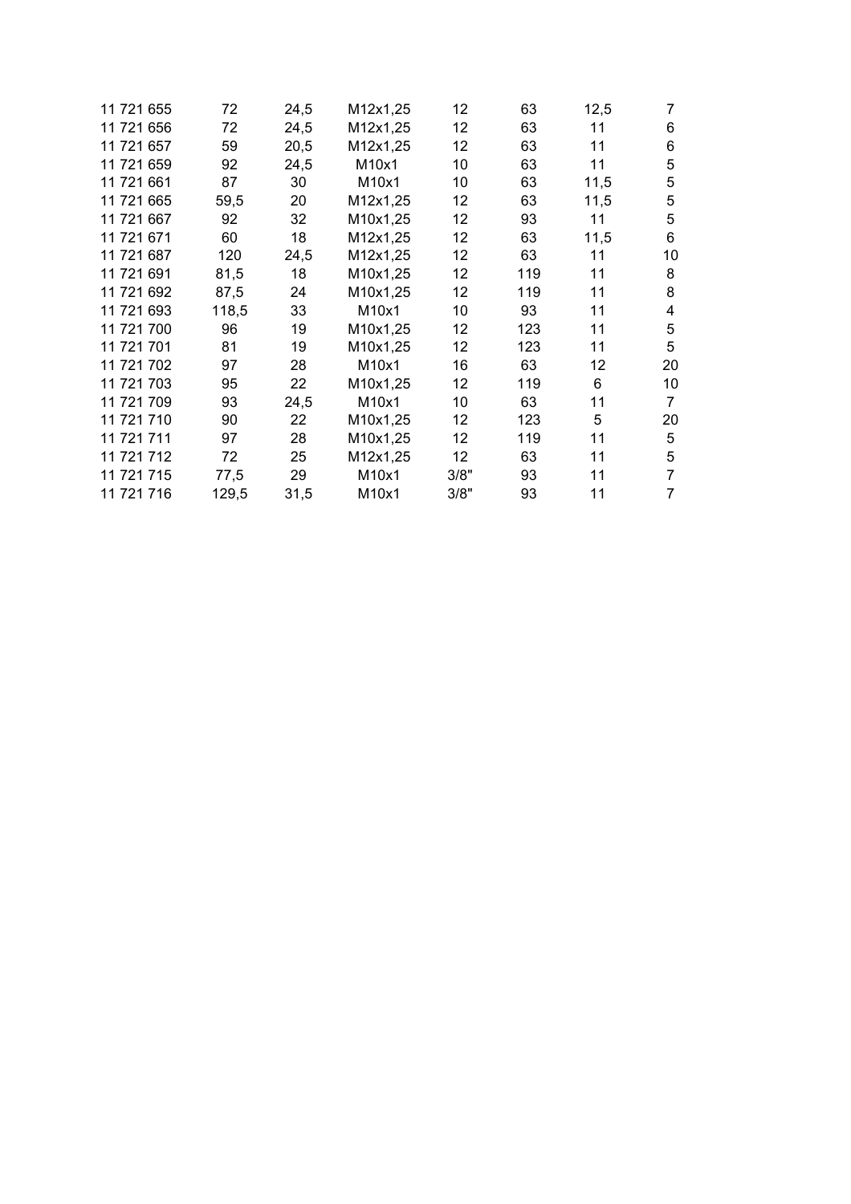| | | | | | | | |
|---|---|---|---|---|---|---|---|
| 11 721 655 | 72 | 24,5 | M12x1,25 | 12 | 63 | 12,5 | 7 |
| 11 721 656 | 72 | 24,5 | M12x1,25 | 12 | 63 | 11 | 6 |
| 11 721 657 | 59 | 20,5 | M12x1,25 | 12 | 63 | 11 | 6 |
| 11 721 659 | 92 | 24,5 | M10x1 | 10 | 63 | 11 | 5 |
| 11 721 661 | 87 | 30 | M10x1 | 10 | 63 | 11,5 | 5 |
| 11 721 665 | 59,5 | 20 | M12x1,25 | 12 | 63 | 11,5 | 5 |
| 11 721 667 | 92 | 32 | M10x1,25 | 12 | 93 | 11 | 5 |
| 11 721 671 | 60 | 18 | M12x1,25 | 12 | 63 | 11,5 | 6 |
| 11 721 687 | 120 | 24,5 | M12x1,25 | 12 | 63 | 11 | 10 |
| 11 721 691 | 81,5 | 18 | M10x1,25 | 12 | 119 | 11 | 8 |
| 11 721 692 | 87,5 | 24 | M10x1,25 | 12 | 119 | 11 | 8 |
| 11 721 693 | 118,5 | 33 | M10x1 | 10 | 93 | 11 | 4 |
| 11 721 700 | 96 | 19 | M10x1,25 | 12 | 123 | 11 | 5 |
| 11 721 701 | 81 | 19 | M10x1,25 | 12 | 123 | 11 | 5 |
| 11 721 702 | 97 | 28 | M10x1 | 16 | 63 | 12 | 20 |
| 11 721 703 | 95 | 22 | M10x1,25 | 12 | 119 | 6 | 10 |
| 11 721 709 | 93 | 24,5 | M10x1 | 10 | 63 | 11 | 7 |
| 11 721 710 | 90 | 22 | M10x1,25 | 12 | 123 | 5 | 20 |
| 11 721 711 | 97 | 28 | M10x1,25 | 12 | 119 | 11 | 5 |
| 11 721 712 | 72 | 25 | M12x1,25 | 12 | 63 | 11 | 5 |
| 11 721 715 | 77,5 | 29 | M10x1 | 3/8" | 93 | 11 | 7 |
| 11 721 716 | 129,5 | 31,5 | M10x1 | 3/8" | 93 | 11 | 7 |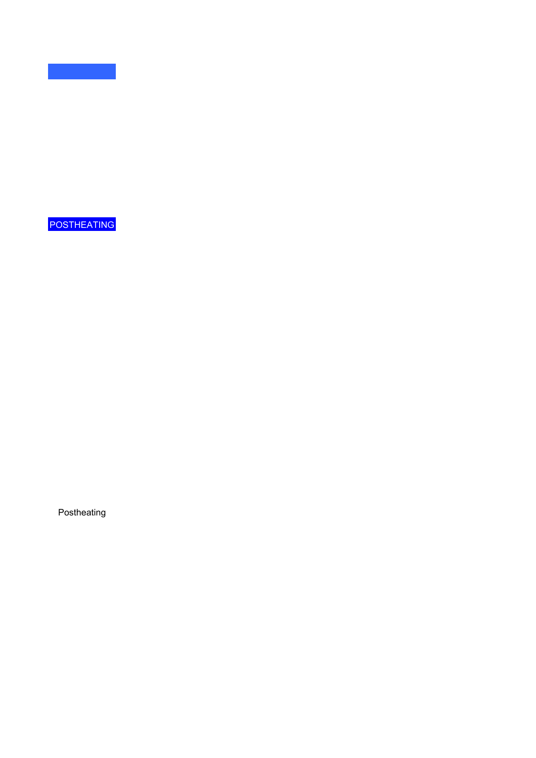## POSTHEATING

Postheating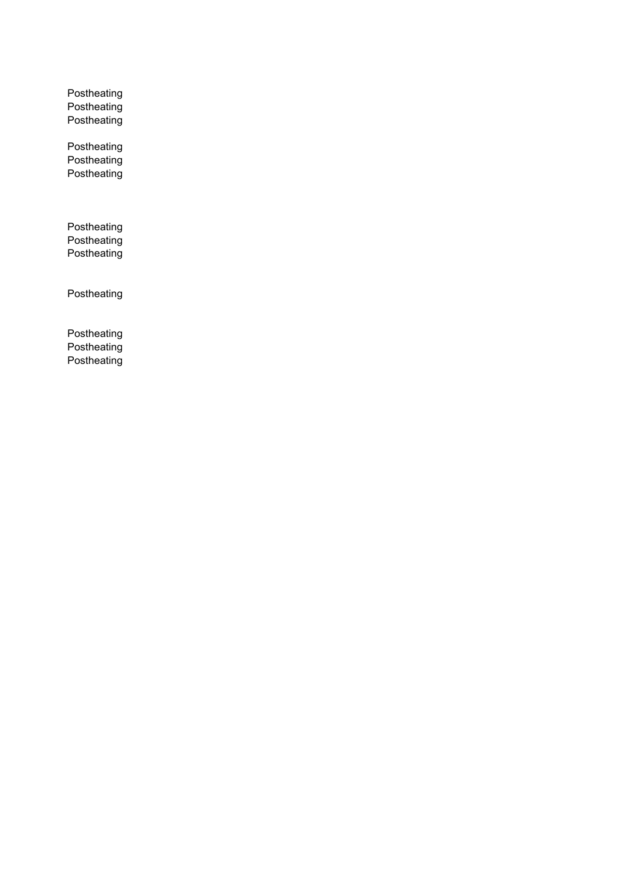Postheating
Postheating
Postheating

Postheating
Postheating
Postheating

Postheating
Postheating
Postheating

Postheating

Postheating
Postheating
Postheating